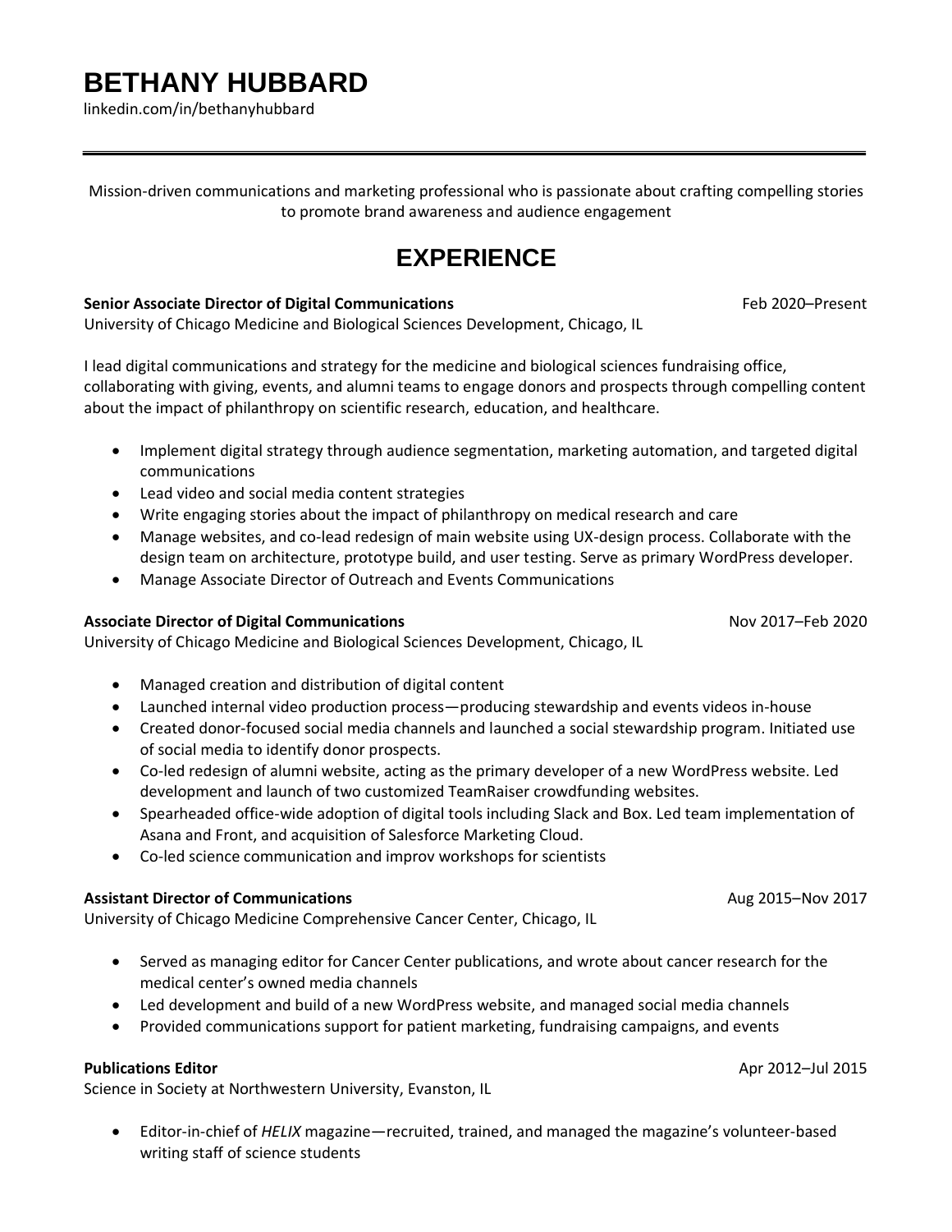# BETHANY HUBBARD

linkedin.com/in/bethanyhubbard

---

Mission-driven communications and marketing professional who is passionate about crafting compelling stories to promote brand awareness and audience engagement

## EXPERIENCE

**Senior Associate Director of Digital Communications** Feb 2020–Present
University of Chicago Medicine and Biological Sciences Development, Chicago, IL

I lead digital communications and strategy for the medicine and biological sciences fundraising office, collaborating with giving, events, and alumni teams to engage donors and prospects through compelling content about the impact of philanthropy on scientific research, education, and healthcare.

- Implement digital strategy through audience segmentation, marketing automation, and targeted digital communications
- Lead video and social media content strategies
- Write engaging stories about the impact of philanthropy on medical research and care
- Manage websites, and co-lead redesign of main website using UX-design process. Collaborate with the design team on architecture, prototype build, and user testing. Serve as primary WordPress developer.
- Manage Associate Director of Outreach and Events Communications

**Associate Director of Digital Communications** Nov 2017–Feb 2020
University of Chicago Medicine and Biological Sciences Development, Chicago, IL

- Managed creation and distribution of digital content
- Launched internal video production process—producing stewardship and events videos in-house
- Created donor-focused social media channels and launched a social stewardship program. Initiated use of social media to identify donor prospects.
- Co-led redesign of alumni website, acting as the primary developer of a new WordPress website. Led development and launch of two customized TeamRaiser crowdfunding websites.
- Spearheaded office-wide adoption of digital tools including Slack and Box. Led team implementation of Asana and Front, and acquisition of Salesforce Marketing Cloud.
- Co-led science communication and improv workshops for scientists

**Assistant Director of Communications** Aug 2015–Nov 2017
University of Chicago Medicine Comprehensive Cancer Center, Chicago, IL

- Served as managing editor for Cancer Center publications, and wrote about cancer research for the medical center's owned media channels
- Led development and build of a new WordPress website, and managed social media channels
- Provided communications support for patient marketing, fundraising campaigns, and events

**Publications Editor** Apr 2012–Jul 2015
Science in Society at Northwestern University, Evanston, IL

- Editor-in-chief of *HELIX* magazine—recruited, trained, and managed the magazine's volunteer-based writing staff of science students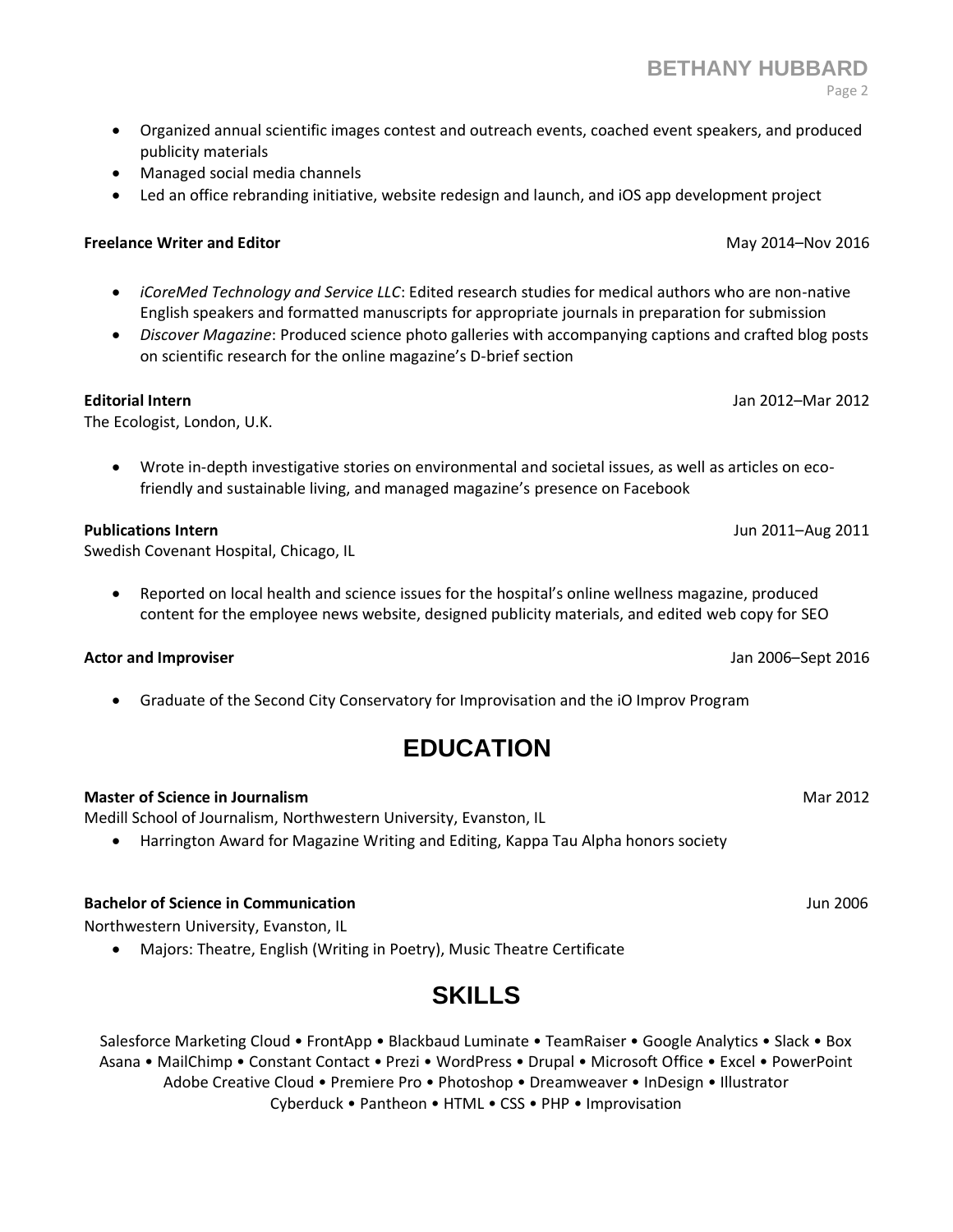- Organized annual scientific images contest and outreach events, coached event speakers, and produced publicity materials
- Managed social media channels
- Led an office rebranding initiative, website redesign and launch, and iOS app development project

**Freelance Writer and Editor** May 2014–Nov 2016

- *iCoreMed Technology and Service LLC*: Edited research studies for medical authors who are non-native English speakers and formatted manuscripts for appropriate journals in preparation for submission
- *Discover Magazine*: Produced science photo galleries with accompanying captions and crafted blog posts on scientific research for the online magazine's D-brief section

**Editorial Intern** Jan 2012–Mar 2012
The Ecologist, London, U.K.

- Wrote in-depth investigative stories on environmental and societal issues, as well as articles on eco-friendly and sustainable living, and managed magazine's presence on Facebook

**Publications Intern** Jun 2011–Aug 2011
Swedish Covenant Hospital, Chicago, IL

- Reported on local health and science issues for the hospital's online wellness magazine, produced content for the employee news website, designed publicity materials, and edited web copy for SEO

**Actor and Improviser** Jan 2006–Sept 2016

- Graduate of the Second City Conservatory for Improvisation and the iO Improv Program

## EDUCATION

**Master of Science in Journalism** Mar 2012
Medill School of Journalism, Northwestern University, Evanston, IL

- Harrington Award for Magazine Writing and Editing, Kappa Tau Alpha honors society

**Bachelor of Science in Communication** Jun 2006
Northwestern University, Evanston, IL

- Majors: Theatre, English (Writing in Poetry), Music Theatre Certificate

## SKILLS

Salesforce Marketing Cloud • FrontApp • Blackbaud Luminate • TeamRaiser • Google Analytics • Slack • Box
Asana • MailChimp • Constant Contact • Prezi • WordPress • Drupal • Microsoft Office • Excel • PowerPoint
Adobe Creative Cloud • Premiere Pro • Photoshop • Dreamweaver • InDesign • Illustrator
Cyberduck • Pantheon • HTML • CSS • PHP • Improvisation